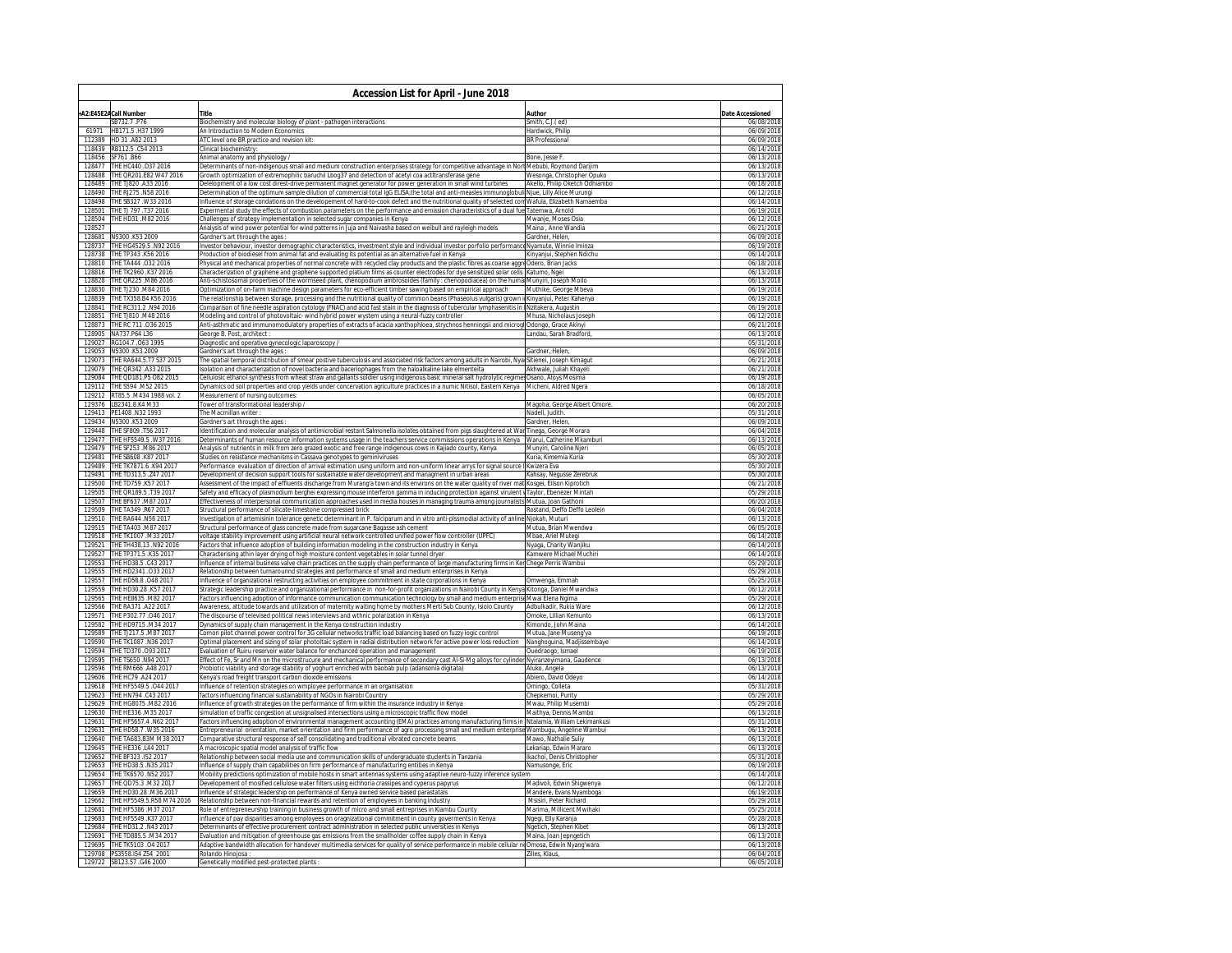# Accession List for April - June 2018

| +A2:E45E2# | Call Number | Title | Author | Date Accessioned |
|---|---|---|---|---|
| | SB732.7 .P76 | Biochemistry and molecular biology of plant - pathogen interactions | Smith, C.J.( ed) | 06/08/2018 |
| 61971 | HB171.5 .H37 1999 | An Introduction to Modern Economics | Hardwick, Philip | 06/09/2018 |
| 112389 | HD 31 .A82 2013 | ATC level one BR practice and revision kit: | BR Professional | 06/09/2018 |
| 118439 | RB112.5 .C54 2013 | Clinical biochemistry: | | 06/14/2018 |
| 118456 | SF761 .B66 | Animal anatomy and physiology / | Bone, Jesse F. | 06/13/2018 |
| 128477 | THE HC440..D37 2016 | Determinants of non-indigenous small and medium construction enterprises strategy for competitive advantage in Nort | Mebubi, Roymond Darijim | 06/13/2018 |
| 128488 | THE QR201.E82 W47 2016 | Growth optimization of extremophilic baruchii Lbog37 and detection of acetyl coa actltransferase gene | Wesonga, Christopher Opuko | 06/13/2018 |
| 128489 | THE TJ820 .A33 2016 | Deleopment of a low cost direst-drive permanent magnet generator for power generation in small wind turbines | Akello, Philip Oketch Odhiambo | 06/18/2018 |
| 128490 | THE RJ275 .N58 2016 | Determination of the optimum sample dilution of commercial total IgG ELISA,the total and anti-measles immunoglobuli | Njue, Lilly Alice Murungi | 06/12/2018 |
| 128498 | THE SB327 .W33 2016 | Influence of storage condations on the developement of hard-to-cook defect and the nutritional quality of selected com | Wafula, Elizabeth Namaemba | 06/14/2018 |
| 128501 | THE TJ 797 .T37 2016 | Expermental study the effects of combustion parameters on the performance and emission characteristics of a dual fue | Tatemwa, Arnold | 06/19/2018 |
| 128504 | THE HD31 .M82 2016 | Challenges of strategy implementation in selected sugar companies in Kenya | Mwanje, Moses Osia | 06/12/2018 |
| 128527 | | Analysis of wind power potential for wind patterns in Juja and Naivasha based on weibull and rayleigh models | Maina , Anne Wandia | 06/21/2018 |
| 128681 | N5300 .K53 2009 | Gardner's art through the ages : | Gardner, Helen, | 06/09/2018 |
| 128737 | THE HG4529.5 .N92 2016 | Investor behaviour, investor demographic characteristics, investment style and individual investor porfolio performance | Nyamute, Winnie Iminza | 06/19/2018 |
| 128738 | THE TP343 .K56 2016 | Production of biodiesel from animal fat and evaluating its potential as an alternative fuel in Kenya | Kinyanjui, Stephen Ndichu | 06/14/2018 |
| 128810 | THE TA444 .O32 2016 | Physical and mechanical properties of normal concrete with recycled clay products and the plastic fibres as coarse aggr | Odero, Brian Jacks | 06/18/2018 |
| 128816 | THE TK2960 .K37 2016 | Characterization of graphene and graphene supported platium films as counter electrodes for dye sensitized solar cells | Katumo, Ngei | 06/13/2018 |
| 128828 | THE QR225 .M86 2016 | Anti-schistosomal properties of the wormseed plant, chenopodium ambrosoides (family : chenopodiacea) on the huma | Munyiri, Joseph Mollo | 06/13/2018 |
| 128830 | THE TJ230 .M84 2016 | Optimization of on-farm machine design parameters for eco-efficient timber sawing based on empirical approach | Muthike, George Mbeva | 06/19/2018 |
| 128839 | THE TX358.B4 K56 2016 | The relationship between storage, processing and the nutritional quality of common beans (Phaseolus vulgaris) grown i | Kinyanjui, Peter Kahenya | 06/19/2018 |
| 128841 | THE RC311.2 .N94 2016 | Comparison of fine needle aspiration cytology (FNAC) and acid fast stain in the diagnosis of tubercular lymphasenitis in | Nzitakera, Augustin | 06/19/2018 |
| 128851 | THE TJ810 .M48 2016 | Modeling and control of photovoltaic- wind hybrid power wystem using a neural-fuzzy controller | Mhusa, Nicholaus Joseph | 06/12/2018 |
| 128873 | THE RC 711 .O36 2015 | Anti-asthmatic and immunomodulatory properties of extracts of acacia xanthophloea, strychnos henningsii and microgl | Odongo, Grace Akinyi | 06/21/2018 |
| 128905 | NA737.P64 L36 | George B. Post, architect : | Landau, Sarah Bradford, | 06/13/2018 |
| 129027 | RG104.7 .O63 1995 | Diagnostic and operative gynecologic laparoscopy / | | 05/31/2018 |
| 129053 | N5300 .K53 2009 | Gardner's art through the ages : | Gardner, Helen, | 06/09/2018 |
| 129073 | THE RA644.5.T7 S37 2015 | The spatial temporal distribution of smear postive tuberculosis and associated risk factors among adults in Nairobi, Nya | Sitienei, Joseph Kimagut | 06/21/2018 |
| 129079 | THE QR342 .A33 2015 | Isolation and characterization of novel bacteria and bacteriophages from the haloalkaline lake elmenteita | Akhwale, Juliah Khayeli | 06/21/2018 |
| 129084 | THE QD181.P5 O82 2015 | Cellulosic ethanol synthesis from wheat straw and gallants soldier using indigenous basic mineral salt hydrolytic regime | Osano, Aloys Mosima | 06/19/2018 |
| 129112 | THE S594 .M52 2015 | Dynamics od soil properties and crop yields under conservation agriculture practices in a numic Nitisol, Eastern Kenya | Micheni, Aldred Ngera | 06/18/2018 |
| 129212 | RT85.5 .M434 1988 vol. 2 | Measurement of nursing outcomes: | | 06/05/2018 |
| 129376 | LB2341.8.K4 M33 | Tower of transformational leadership / | Magoha, George Albert Omore. | 06/20/2018 |
| 129413 | PE1408 .N32 1993 | The Macmillan writer : | Nadell, Judith. | 05/31/2018 |
| 129434 | N5300 .K53 2009 | Gardner's art through the ages : | Gardner, Helen, | 06/09/2018 |
| 129448 | THE SF809 .T56 2017 | Identification and molecular analysis of antimicrobial restant Salmonella isolates obtained from pigs slaughtered at War | Tinega, George Morara | 06/04/2018 |
| 129477 | THE HF5549.5 .W37 2016 | Determinants of human resource information systems usage in the teachers service commissions operations in Kenya | Warui, Catherine Mkamburi | 06/13/2018 |
| 129479 | THE SF253 .M86 2017 | Analysis of nutrients in milk from zero grazed exotic and free range indigenous cows in Kajiado county, Kenya | Munyiri, Caroline Njeri | 06/05/2018 |
| 129481 | THE SB608 .K87 2017 | Studies on resistance mechanisms in Cassava genotypes to geminiviruses | Kuria, Kimemia Kuria | 05/30/2018 |
| 129489 | THE TK7871.6 .K94 2017 | Performance evaluation of direction of arrival estimation using uniform and non-uniform linear arrys for signal source l | Kwizera Eva | 05/30/2018 |
| 129491 | THE TD313.5 .Z47 2017 | Development of decision support tools for sustainable water development and managment in urban areas | Kahsay, Negusse Zerebruk | 05/30/2018 |
| 129500 | THE TD759 .K57 2017 | Assessment of the impact of effluents dischange from Murang'a town and its environs on the water quality of river mat | Kosgei, Elison Kiprotich | 06/21/2018 |
| 129505 | THE QR189.5 .T39 2017 | Safety and efficacy of plasmodium berghei expressing mouse interferon gamma in inducing protection against virulent | Taylor, Ebenezer Mintah | 05/29/2018 |
| 129507 | THE BF637 .M87 2017 | Effectiveness of interpersonal communication approaches used in media houses in managing trauma among journalists | Mutua, Joan Gathoni | 06/20/2018 |
| 129509 | THE TA349 .R67 2017 | Structural performance of silicate-limestone compressed brick | Rostand, Deffo Deffo Leolein | 06/04/2018 |
| 129510 | THE RA644 .N56 2017 | Investigation of artemisinin tolerance genetic determinant in P. falciparum and in vitro anti-plssmodial activity of anline | Njokah, Muturi | 06/13/2018 |
| 129515 | THE TA403 .M87 2017 | Structural performance of glass concrete made from sugarcane Bagasse ash cement | Mutua, Brian Mwendwa | 06/05/2018 |
| 129518 | THE TK1007 .M33 2017 | voltage stability improvement using artificial neural network controlled unified power flow controller (UPFC) | Mbae, Ariel Mutegi | 06/14/2018 |
| 129521 | THE TH438.13 .N92 2016 | Factors that influence adoption of building information modeling in the construction industry in Kenya | Nyaga, Charity Wanjiku | 06/14/2018 |
| 129527 | THE TP371.5 .K35 2017 | Characterising athin layer drying of high moisture content vegetables in solar tunnel dryer | Kamwere Michael Muchiri | 06/14/2018 |
| 129553 | THE HD38.5 .C43 2017 | Influence of internal business valve chain practices on the supply chain performance of large manufacturing firms in Ke | Chege Perris Wambui | 05/29/2018 |
| 129555 | THE HD2341 .O33 2017 | Relationship between turnarounnd strategies and performance of small and medium enterprises in Kenya | | 05/29/2018 |
| 129557 | THE HD58.8 .O48 2017 | Influence of organizational restructing activities on employee commitment in state corporations in Kenya | Omwenga, Emmah | 05/25/2018 |
| 129559 | THE HD30.28 .K57 2017 | Strategic leadership practice and organizational performance in non-for-profit organizations in Nairobi County in Kenya | Kitonga, Daniel Mwandwa | 06/12/2018 |
| 129565 | THE HE8635 .M82 2017 | Factors influencing adoption of informance communication communication technology by small and medium enterpris | Mwai Elena Ngima | 05/29/2018 |
| 129566 | THE RA371 .A22 2017 | Awareness, attitude towards and utilization of maternity waiting home by mothers Merti Sub County, Isiolo County | Adbulkadir, Rukia Ware | 06/12/2018 |
| 129571 | THE P302.77 .O46 2017 | The discourse of televised political news interviews and wthnic polarization in Kenya | Omoke, Lillian Kemunto | 06/13/2018 |
| 129582 | THE HD9715 .M34 2017 | Dynamics of supply chain management in the Kenya construction industry | Kimondo, John Maina | 06/14/2018 |
| 129589 | THE TJ217.5 .M87 2017 | Comon pilot channel power control for 3G cellular networks traffic load balancing based on fuzzy logic control | Mutua, Jane Museng'ya | 06/19/2018 |
| 129590 | THE TK1087 .N36 2017 | Optimal placement and sizing of solar photoltaic system in radial distribution network for active power loss reduction | Nanghoguina, Madjissembaye | 06/14/2018 |
| 129594 | THE TD370 .O93 2017 | Evaluation of Ruiru reservoir water balance for enchanced operation and management | Ouedraogo, Ismael | 06/19/2018 |
| 129595 | THE TS650 .N94 2017 | Effect of Fe, Sr and Mn on the microstrucure and mechanical performance of secondary cast Al-Si-Mg alloys for cylinder | Nyiranzeyimana, Gaudence | 06/13/2018 |
| 129596 | THE RM666 .A48 2017 | Probiotic viability and storage stability of yoghurt enriched with baobab pulp (adansonia digitata) | Aluko, Angela | 06/13/2018 |
| 129606 | THE HC79 .A24 2017 | Kenya's road freight transport carbon dioxide emissions | Abiero, David Odeyo | 06/14/2018 |
| 129618 | THE HF5549.5 .O44 2017 | Influence of retention strategies on wmployee performance in an organisation | Omingo, Colleta | 05/31/2018 |
| 129623 | THE HN794 .C43 2017 | factors influencing financial sustainability of NGOs in Nairobi Country | Chepkemoi, Purity | 05/29/2018 |
| 129629 | THE HG8075 .M82 2016 | Influence of growth strategies on the performance of firm within the insurance industry in Kenya | Mwau, Philip Musembi | 05/29/2018 |
| 129630 | THE HE336 .M35 2017 | simulation of traffic congestion at unsignalised intersections using a microscopic traffic flow model | Maithya, Dennis Mambo | 06/13/2018 |
| 129631 | THE HF5657.4 .N62 2017 | Factors influencing adoption of environmental management accounting (EMA) practices among manufacturing firms in | Ntalamia, William Lekimankusi | 05/31/2018 |
| 129631 | THE HD58.7 .W35 2016 | Entrepreneurial orientation, market orientation and firm performance of agro processing small and medium enterprise | Wambugu, Angeline Wambui | 06/13/2018 |
| 129640 | THE TA683.B3M M38 2017 | Comparative structural response of self consolidating and traditional vibrated concrete beams | Mawo, Nathalie Suliy | 06/13/2018 |
| 129645 | THE HE336 .L44 2017 | A macroscopic spatial model analysis of traffic flow | Lekariap, Edwin Mararo | 06/13/2018 |
| 129652 | THE BF323 .I52 2017 | Relationship between social media use and communication skills of undergraduate students in Tanzania | Ikachoi, Denis Christopher | 05/31/2018 |
| 129653 | THE HD38.5 .N35 2017 | Influence of supply chain capabilities on firm performance of manufacturing entities in Kenya | Namusonge, Eric | 06/19/2018 |
| 129654 | THE TK6570 .N52 2017 | Mobility predictions optimization of mobile hosts in smart antennas systems using adaptive neuro-fuzzy inference system | | 06/14/2018 |
| 129657 | THE QD75.3 .M32 2017 | Developement of mosified cellulose water filters using eichhoria crassipes and cyperus papyrus | Madivoli, Edwin Shigwenya | 06/12/2018 |
| 129659 | THE HD30.28 .M36 2017 | Influence of strategic leadership on performance of Kenya owned service based parastatals | Mandere, Evans Nyamboga | 06/19/2018 |
| 129662 | THE HF5549.5.R58 M74 2016 | Relationship between non-financial rewards and retention of employees in banking industry | Msisiri, Peter Richard | 05/29/2018 |
| 129681 | THE HF5386 .M37 2017 | Role of entrepreneurship training in business growth of micro and small entreprises in Kiambu County | Marima, Millicent Mwihaki | 05/25/2018 |
| 129683 | THE HF5549 .K37 2017 | influence of pay disparities among employees on oragnizational commitment in county goverments in Kenya | Ngegi, Elly Karanja | 05/28/2018 |
| 129684 | THE HD31.2 .N43 2017 | Determinants of effective procurement contract administration in selected public universities in Kenya | Ngetich, Stephen Kibet | 06/13/2018 |
| 129691 | THE TD885.5 .M34 2017 | Evaluation and mitigation of greenhouse gas emissions from the smallholder coffee supply chain in Kenya | Maina, Joan Jepngetich | 06/13/2018 |
| 129695 | THE TK5103 .O4 2017 | Adaptive bandwidth allocation for handover multimedia services for quality of service performance in mobile cellular n | Omosa, Edwin Nyang'wara | 06/13/2018 |
| 129708 | PS3558.I54 Z54 2001 | Rolando Hinojosa : | Zilles, Klaus, | 06/04/2018 |
| 129722 | SB123.57 .G46 2000 | Genetically modified pest-protected plants : | | 06/05/2018 |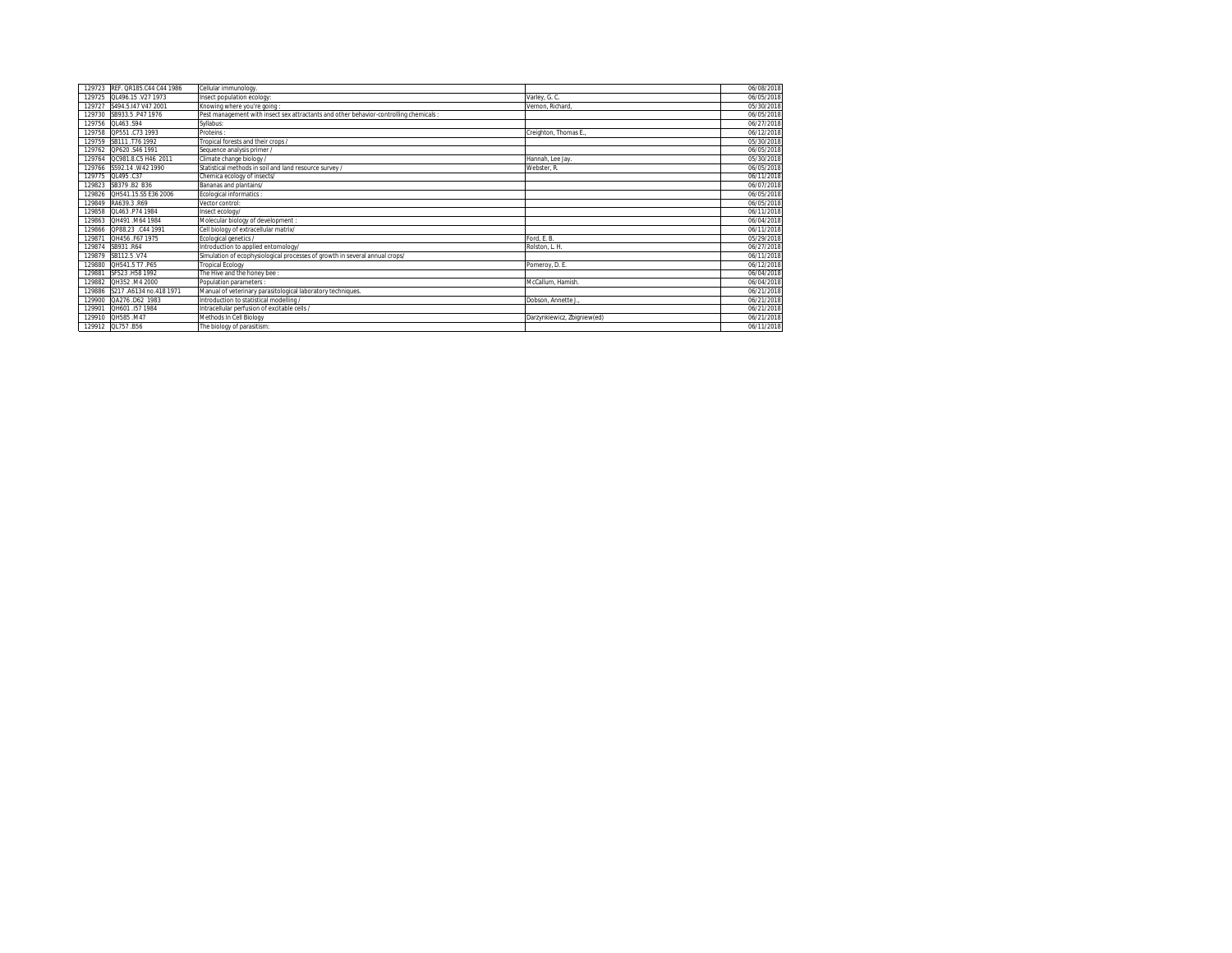| | | | | |
|---|---|---|---|---|
| 129723 | REF. QR185.C44 C44 1986 | Cellular immunology. | | 06/08/2018 |
| 129725 | QL496.15 .V27 1973 | Insect population ecology: | Varley, G. C. | 06/05/2018 |
| 129727 | S494.5.I47 V47 2001 | Knowing where you're going : | Vernon, Richard, | 05/30/2018 |
| 129730 | SB933.5 .P47 1976 | Pest management with insect sex attractants and other behavior-controlling chemicals : | | 06/05/2018 |
| 129756 | QL463 .S94 | Syllabus: | | 06/27/2018 |
| 129758 | QP551 .C73 1993 | Proteins : | Creighton, Thomas E., | 06/12/2018 |
| 129759 | SB111 .T76 1992 | Tropical forests and their crops / | | 05/30/2018 |
| 129762 | QP620 .S46 1991 | Sequence analysis primer / | | 06/05/2018 |
| 129764 | QC981.8.C5 H46 2011 | Climate change biology / | Hannah, Lee Jay. | 05/30/2018 |
| 129766 | S592.14 .W42 1990 | Statistical methods in soil and land resource survey / | Webster, R. | 06/05/2018 |
| 129775 | QL495 .C37 | Chemica ecology of insects/ | | 06/11/2018 |
| 129823 | SB379 .B2 B36 | Bananas and plantains/ | | 06/07/2018 |
| 129826 | QH541.15.S5 E36 2006 | Ecological informatics : | | 06/05/2018 |
| 129849 | RA639.3 .R69 | Vector control: | | 06/05/2018 |
| 129858 | QL463 .P74 1984 | Insect ecology/ | | 06/11/2018 |
| 129863 | QH491 .M64 1984 | Molecular biology of development : | | 06/04/2018 |
| 129866 | QP88.23 .C44 1991 | Cell biology of extracellular matrix/ | | 06/11/2018 |
| 129871 | QH456 .F67 1975 | Ecological genetics / | Ford, E. B. | 05/29/2018 |
| 129874 | SB931 .R64 | Introduction to applied entomology/ | Rolston, L. H. | 06/27/2018 |
| 129879 | SB112.5 .V74 | Simulation of ecophysiological processes of growth in several annual crops/ | | 06/11/2018 |
| 129880 | QH541.5 .T7 .P65 | Tropical Ecology | Pomeroy, D. E. | 06/12/2018 |
| 129881 | SF523 .H58 1992 | The Hive and the honey bee : | | 06/04/2018 |
| 129882 | QH352 .M4 2000 | Population parameters : | McCallum, Hamish. | 06/04/2018 |
| 129886 | S217 .A6134 no.418 1971 | Manual of veterinary parasitological laboratory techniques. | | 06/21/2018 |
| 129900 | QA276 .D62 1983 | Introduction to statistical modelling / | Dobson, Annette J., | 06/21/2018 |
| 129901 | QH601 .I57 1984 | Intracellular perfusion of excitable cells / | | 06/21/2018 |
| 129910 | QH585 .M47 | Methods In Cell Biology | Darzynkiewicz, Zbigniew(ed) | 06/21/2018 |
| 129912 | QL757 .B56 | The biology of parasitism: | | 06/11/2018 |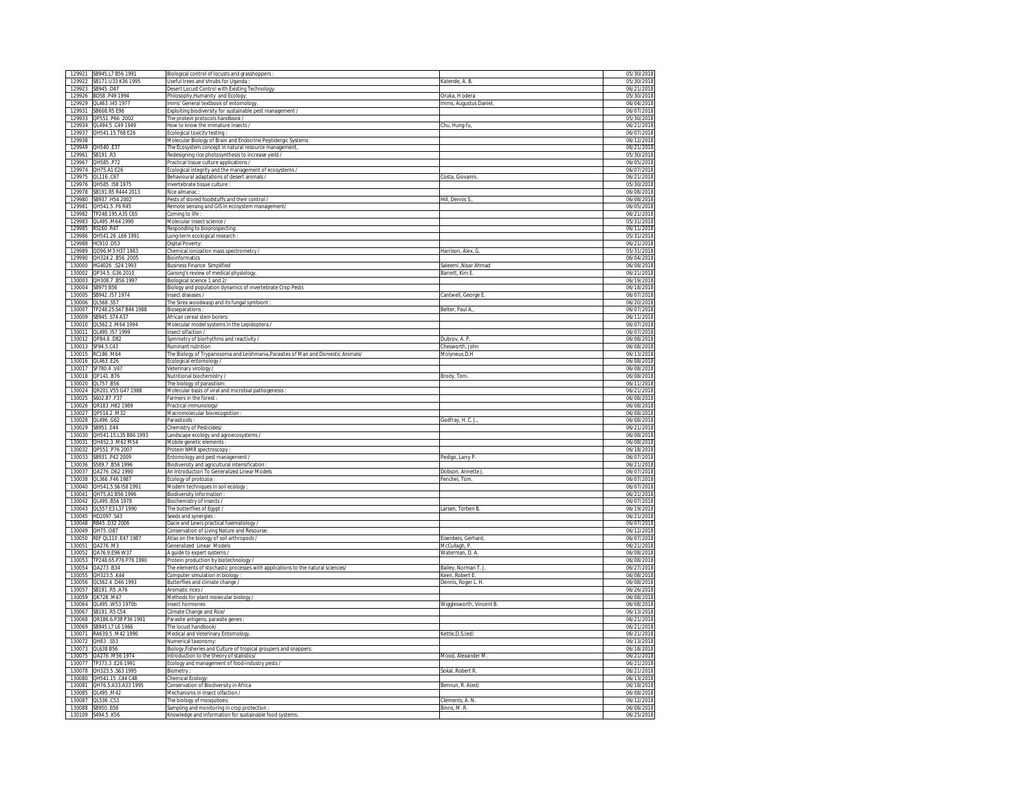| | | | | |
|---|---|---|---|---|
| 129921 | SB945.L7 B56 1991 | Biological control of locusts and grasshoppers : | | 05/30/2018 |
| 129922 | SB171.U33 K36 1995 | Useful trees and shrubs for Uganda : | Katende, A. B. | 05/30/2018 |
| 129923 | SB945 .D47 | Desert Locust Control with Existing Technology: | | 06/21/2018 |
| 129926 | BD58 .P49 1994 | Philosophy,Humanity and Ecology: | Oruka, Hodera | 05/30/2018 |
| 129929 | QL463 .I45 1977 | Imms' General textbook of entomology. | Imms, Augustus Daniel, | 06/04/2018 |
| 129931 | SB608.R5 E96 | Exploiting biodiversity for sustainable pest management / | | 06/07/2018 |
| 129933 | QP551 .P66 2002 | The protein protocols handbook / | | 05/30/2018 |
| 129934 | QL494.5 .C49 1949 | How to know the immature insects / | Chu, Hung-fu, | 06/21/2018 |
| 129937 | QH541.15.T68 E26 | Ecological toxicity testing : | | 06/07/2018 |
| 129938 | | Molecular Biology of Brain and Endocrine Peptidergic Systems | | 06/12/2018 |
| 129949 | QH540 .E37 | The Ecosystem concept in natural resource management, | | 06/21/2018 |
| 129961 | SB191 .R3 | Redesigning rice photosynthesis to increase yield / | | 05/30/2018 |
| 129967 | QH585 .P72 | Practical tissue culture applications / | | 06/05/2018 |
| 129974 | QH75.A1 E26 | Ecological integrity and the management of ecosystems / | | 06/07/2018 |
| 129975 | QL116 .C67 | Behavioural adaptations of desert animals / | Costa, Giovanni, | 06/21/2018 |
| 129976 | QH585 .I58 1975 | Invertebrate tissue culture : | | 05/30/2018 |
| 129978 | SB191.R5 R444 2013 | Rice almanac : | | 06/08/2018 |
| 129980 | SB937 .H54 2002 | Pests of stored foodstuffs and their control / | Hill, Dennis S., | 06/08/2018 |
| 129981 | QH541.5 .F6 R45 | Remote sensing and GIS in ecosystem management/ | | 06/05/2018 |
| 129982 | TP248.195.A35 C65 | Coming to life : | | 06/21/2018 |
| 129983 | QL495 .M64 1990 | Molecular insect science / | | 05/31/2018 |
| 129985 | RS160 .R47 | Responding to bioprospecting: | | 06/11/2018 |
| 129986 | QH541.26 .L66 1991 | Long-term ecological research : | | 05/31/2018 |
| 129988 | HC910 .D53 | Digital Poverty: | | 06/21/2018 |
| 129989 | QD96.M3 H37 1983 | Chemical ionization mass spectrometry / | Harrison, Alex. G. | 05/31/2018 |
| 129990 | QH324.2 .B56 2005 | Bioinformatics | | 06/04/2018 |
| 130000 | HG4026 .S24 1993 | Business Finance Simplified | Saleemi ,Nisar Ahmad | 06/08/2018 |
| 130002 | QP34.5 .G36 2010 | Ganong's review of medical physiology. | Barrett, Kim E. | 06/21/2018 |
| 130003 | QH308.7 .B56 1997 | Biological science 1 and 2/ | | 06/19/2018 |
| 130004 | SB975 B56 | Biology and population dynamics of invertebrate Crop Pests | | 06/18/2018 |
| 130005 | SB942 .I57 1974 | Insect diseases / | Cantwell, George E. | 06/07/2018 |
| 130006 | QL568 .S57 | The Sirex woodwasp and its fungal symbiont : | | 06/20/2018 |
| 130007 | TP248.25.S47 B44 1988 | Bioseparations : | Belter, Paul A., | 06/07/2018 |
| 130009 | SB945 .S74 A37 | African cereal stem borers: | | 06/11/2018 |
| 130010 | QL562.2 .M64 1994 | Molecular model systems in the Lepidoptera / | | 06/07/2018 |
| 130011 | QL495 .I57 1999 | Insect olfaction / | | 06/07/2018 |
| 130012 | QP84.6 .D82 | Symmetry of biorhythms and reactivity / | Dubrov, A. P. | 06/08/2018 |
| 130013 | SF94.5.C43 | Ruminant nutrition | Chesworth, John | 06/08/2018 |
| 130015 | RC186 .M64 | The Biology of Trypanosoma and Leishmania,Parasites of Man and Domestic Animals/ | Molyneux,D.H | 06/13/2018 |
| 130016 | QL463 .E26 | Ecological entomology / | | 06/08/2018 |
| 130017 | SF780.4 .V47 | Veterinary virology / | | 06/08/2018 |
| 130018 | QP141 .B76 | Nutritional biochemistry / | Brody, Tom. | 06/08/2018 |
| 130020 | QL757 .B56 | The biology of parasitism: | | 06/11/2018 |
| 130024 | QR201.V55 G47 1988 | Molecular basis of viral and microbial pathogenesis : | | 06/21/2018 |
| 130025 | S602.87 .F37 | Farmers in the forest : | | 06/08/2018 |
| 130026 | QR183 .H82 1989 | Practical immunology/ | | 06/08/2018 |
| 130027 | QP514.2 .M32 | Macromolecular biorecognition : | | 06/08/2018 |
| 130028 | QL496 .G62 | Parasitoids : | Godfray, H. C. J., | 06/08/2018 |
| 130029 | SB951 .E44 | Chemistry of Pesticides/ | | 06/21/2018 |
| 130030 | QH541.15.L35 B86 1993 | Landscape ecology and agroecosystems / | | 06/08/2018 |
| 130031 | QH452.3 .M62 M54 | Mobile genetic elements : | | 06/08/2018 |
| 130032 | QP551 .P76 2007 | Protein NMR spectroscopy : | | 06/18/2018 |
| 130033 | SB931 .P42 2009 | Entomology and pest management / | Pedigo, Larry P. | 06/07/2018 |
| 130036 | S589.7 .B56 1996 | Biodiversity and agricultural intensification : | | 06/21/2018 |
| 130037 | QA276 .D62 1990 | An Introduction To Generalized Linear Models | Dobson, Annette J. | 06/07/2018 |
| 130038 | QL366 .F46 1987 | Ecology of protozoa : | Fenchel, Tom. | 06/07/2018 |
| 130040 | QH541.5.S6 I58 1991 | Modern techniques in soil ecology : | | 06/07/2018 |
| 130041 | QH75.A1 B56 1996 | Biodiversity information : | | 06/21/2018 |
| 130042 | QL495 .B56 1978 | Biochemistry of insects / | | 06/07/2018 |
| 130043 | QL557.E3 L37 1990 | The butterflies of Egypt / | Larsen, Torben B. | 06/19/2018 |
| 130045 | HD2097 .S43 | Seeds and synergies : | | 06/21/2018 |
| 130048 | RB45 .D32 2006 | Dacie and Lewis practical haematology / | | 06/07/2018 |
| 130049 | QH75 .O87 | Conservation of Living Nature and Resourse: | | 06/12/2018 |
| 130050 | REF QL110 .E47 1987 | Atlas on the biology of soil arthropods / | Eisenbeis, Gerhard, | 06/07/2018 |
| 130051 | QA276 .M3 | Generalized Linear Models | McCullagh, P. | 06/21/2018 |
| 130052 | QA76.9.E96 W37 | A guide to expert systems / | Waterman, D. A. | 06/08/2018 |
| 130053 | TP248.65.P76 P76 1990 | Protein production by biotechnology / | | 06/08/2018 |
| 130054 | QA273 .B34 | The elements of stochastic processes with applications to the natural sciences/ | Bailey, Norman T. J. | 06/27/2018 |
| 130055 | QH323.5 .K44 | Computer simulation in biology : | Keen, Robert E. | 06/08/2018 |
| 130056 | QL562.4 .D46 1993 | Butterflies and climate change / | Dennis, Roger L. H. | 06/08/2018 |
| 130057 | SB191 .R5 .A76 | Aromatic rices / | | 06/26/2018 |
| 130059 | QK728 .M47 | Methods for plant molecular biology / | | 06/08/2018 |
| 130064 | QL495 .W53 1970b | Insect hormones | Wigglesworth, Vincent B. | 06/08/2018 |
| 130067 | SB191 .R5 C54 | Climate Change and Rice/ | | 06/13/2018 |
| 130068 | QR186.6.P38 P36 1991 | Parasite antigens, parasite genes : | | 06/21/2018 |
| 130069 | SB945.L7 L6 1966 | The locust handbook/ | | 06/21/2018 |
| 130071 | RA639.5 .M42 1990 | Medical and Veterinary Entomology. | Kettle,D.S.(ed) | 06/21/2018 |
| 130072 | QH83 .S53 | Numerical taxonomy: | | 06/13/2018 |
| 130073 | QL638 B56 | Biology,Fisheries and Culture of tropical groupers and snappers: | | 06/18/2018 |
| 130075 | QA276 .M56 1974 | Introduction to the theory of statistics/ | Mood, Alexander M. | 06/21/2018 |
| 130077 | TP373.3 .E26 1991 | Ecology and management of food-industry pests / | | 06/21/2018 |
| 130078 | QH323.5 .S63 1995 | Biometry : | Sokal, Robert R. | 06/21/2018 |
| 130080 | QH541.15 .C44 C48 | Chemical Ecology: | | 06/13/2018 |
| 130081 | QH76.5.A33.A33 1995 | Conservation of Biodiversity in Africa | Bennun, R. A(ed) | 06/18/2018 |
| 130085 | QL495 .M42 | Mechanisms in insect olfaction / | | 06/08/2018 |
| 130087 | QL536 .C53 | The biology of mosquitoes: | Clements, A. N. | 06/12/2018 |
| 130088 | SB950 .B56 | Sampling and monitoring in crop protection : | Binns, M. R. | 06/08/2018 |
| 130109 | S494.5 .K56 | Knowledge and information for sustainable food systems: | | 06/25/2018 |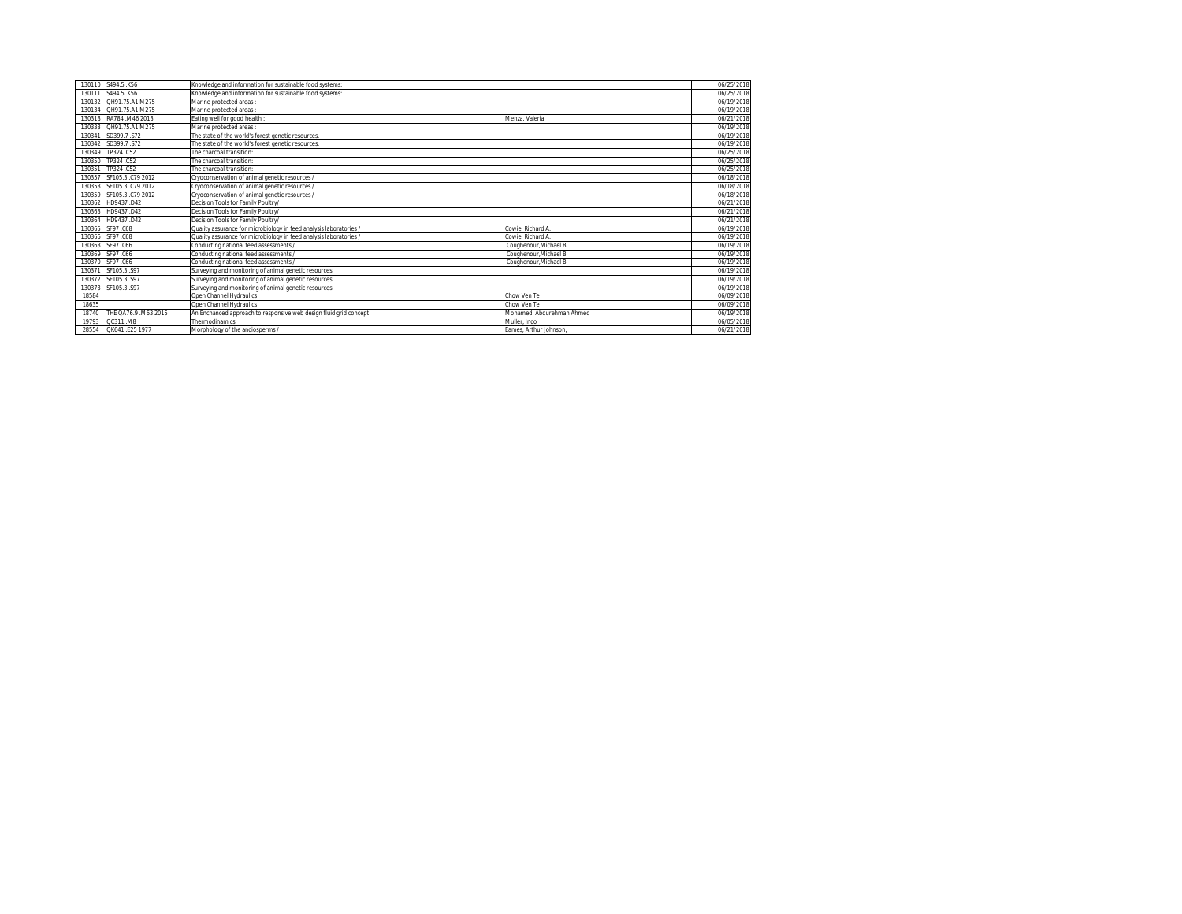| | | | | |
|---|---|---|---|---|
| 130110 | S494.5 .K56 | Knowledge and information for sustainable food systems: | | 06/25/2018 |
| 130111 | S494.5 .K56 | Knowledge and information for sustainable food systems: | | 06/25/2018 |
| 130132 | QH91.75.A1 M275 | Marine protected areas : | | 06/19/2018 |
| 130134 | QH91.75.A1 M275 | Marine protected areas : | | 06/19/2018 |
| 130318 | RA784 .M46 2013 | Eating well for good health : | Menza, Valeria. | 06/21/2018 |
| 130333 | QH91.75.A1 M275 | Marine protected areas : | | 06/19/2018 |
| 130341 | SD399.7 .S72 | The state of the world's forest genetic resources. | | 06/19/2018 |
| 130342 | SD399.7 .S72 | The state of the world's forest genetic resources. | | 06/19/2018 |
| 130349 | TP324 .C52 | The charcoal transition: | | 06/25/2018 |
| 130350 | TP324 .C52 | The charcoal transition: | | 06/25/2018 |
| 130351 | TP324 .C52 | The charcoal transition: | | 06/25/2018 |
| 130357 | SF105.3 .C79 2012 | Cryoconservation of animal genetic resources / | | 06/18/2018 |
| 130358 | SF105.3 .C79 2012 | Cryoconservation of animal genetic resources / | | 06/18/2018 |
| 130359 | SF105.3 .C79 2012 | Cryoconservation of animal genetic resources / | | 06/18/2018 |
| 130362 | HD9437 .D42 | Decision Tools for Family Poultry/ | | 06/21/2018 |
| 130363 | HD9437 .D42 | Decision Tools for Family Poultry/ | | 06/21/2018 |
| 130364 | HD9437 .D42 | Decision Tools for Family Poultry/ | | 06/21/2018 |
| 130365 | SF97 .C68 | Quality assurance for microbiology in feed analysis laboratories / | Cowie, Richard A. | 06/19/2018 |
| 130366 | SF97 .C68 | Quality assurance for microbiology in feed analysis laboratories / | Cowie, Richard A. | 06/19/2018 |
| 130368 | SF97 .C66 | Conducting national feed assessments / | Coughenour,Michael B. | 06/19/2018 |
| 130369 | SF97 .C66 | Conducting national feed assessments / | Coughenour,Michael B. | 06/19/2018 |
| 130370 | SF97 .C66 | Conducting national feed assessments / | Coughenour,Michael B. | 06/19/2018 |
| 130371 | SF105.3 .S97 | Surveying and monitoring of animal genetic resources. | | 06/19/2018 |
| 130372 | SF105.3 .S97 | Surveying and monitoring of animal genetic resources. | | 06/19/2018 |
| 130373 | SF105.3 .S97 | Surveying and monitoring of animal genetic resources. | | 06/19/2018 |
| 18584 | | Open Channel Hydraulics | Chow Ven Te | 06/09/2018 |
| 18635 | | Open Channel Hydraulics | Chow Ven Te | 06/09/2018 |
| 18740 | THE QA76.9 .M63 2015 | An Enchanced approach to responsive web design fluid grid concept | Mohamed, Abdurehman Ahmed | 06/19/2018 |
| 19793 | QC311 .M8 | Thermodinamics | Muller, Ingo | 06/05/2018 |
| 28554 | QK641 .E25 1977 | Morphology of the angiosperms / | Eames, Arthur Johnson, | 06/21/2018 |